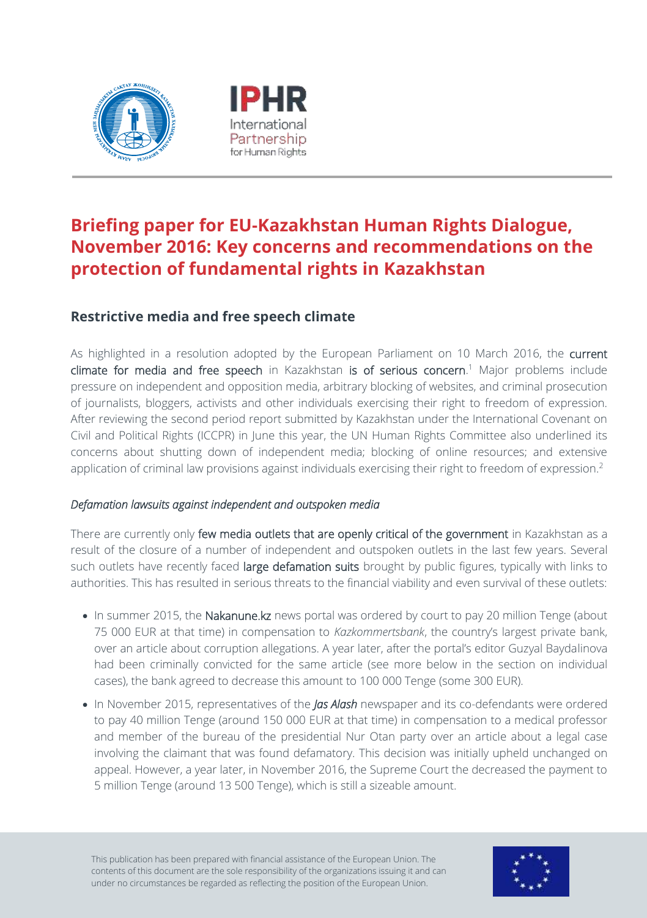# Briefing paper for EU-Kazakhstan Human Rights Dialogue, November 2016: Key concerns and recommendations on the protection of fundamental rights in Kazakhstan

## Restrictive media and free speech climate

As highlighted in a resolution adopted by the European Parliament on 10 March 2016, the current climate for media and free speech in Kazakhstan is of serious concern.[1] Major problems include pressure on independent and opposition media, arbitrary blocking of websites, and criminal prosecution of journalists, bloggers, activists and other individuals exercising their right to freedom of expression. After reviewing the second period report submitted by Kazakhstan under the International Covenant on Civil and Political Rights (ICCPR) in June this year, the UN Human Rights Committee also underlined its concerns about shutting down of independent media; blocking of online resources; and extensive application of criminal law provisions against individuals exercising their right to freedom of expression.[2]

### *Defamation lawsuits against independent and outspoken media*

There are currently only few media outlets that are openly critical of the government in Kazakhstan as a result of the closure of a number of independent and outspoken outlets in the last few years. Several such outlets have recently faced large defamation suits brought by public figures, typically with links to authorities. This has resulted in serious threats to the financial viability and even survival of these outlets:

- In summer 2015, the Nakanune.kz news portal was ordered by court to pay 20 million Tenge (about 75 000 EUR at that time) in compensation to *Kazkommertsbank*, the country's largest private bank, over an article about corruption allegations. A year later, after the portal's editor Guzyal Baydalinova had been criminally convicted for the same article (see more below in the section on individual cases), the bank agreed to decrease this amount to 100 000 Tenge (some 300 EUR).
- In November 2015, representatives of the ***Jas Alash*** newspaper and its co-defendants were ordered to pay 40 million Tenge (around 150 000 EUR at that time) in compensation to a medical professor and member of the bureau of the presidential Nur Otan party over an article about a legal case involving the claimant that was found defamatory. This decision was initially upheld unchanged on appeal. However, a year later, in November 2016, the Supreme Court the decreased the payment to 5 million Tenge (around 13 500 Tenge), which is still a sizeable amount.

This publication has been prepared with financial assistance of the European Union. The contents of this document are the sole responsibility of the organizations issuing it and can under no circumstances be regarded as reflecting the position of the European Union.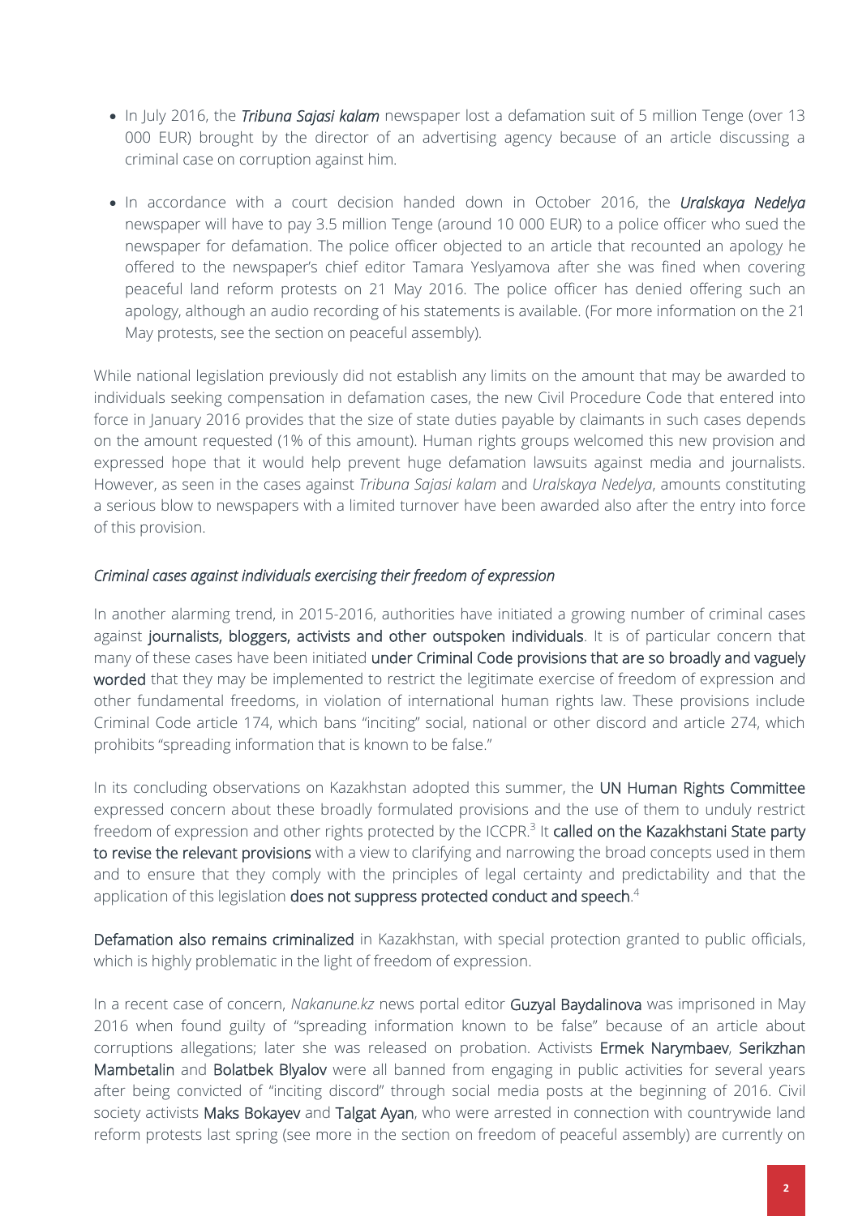- In July 2016, the ***Tribuna Sajasi kalam*** newspaper lost a defamation suit of 5 million Tenge (over 13 000 EUR) brought by the director of an advertising agency because of an article discussing a criminal case on corruption against him.

- In accordance with a court decision handed down in October 2016, the ***Uralskaya Nedelya*** newspaper will have to pay 3.5 million Tenge (around 10 000 EUR) to a police officer who sued the newspaper for defamation. The police officer objected to an article that recounted an apology he offered to the newspaper's chief editor Tamara Yeslyamova after she was fined when covering peaceful land reform protests on 21 May 2016. The police officer has denied offering such an apology, although an audio recording of his statements is available. (For more information on the 21 May protests, see the section on peaceful assembly).

While national legislation previously did not establish any limits on the amount that may be awarded to individuals seeking compensation in defamation cases, the new Civil Procedure Code that entered into force in January 2016 provides that the size of state duties payable by claimants in such cases depends on the amount requested (1% of this amount). Human rights groups welcomed this new provision and expressed hope that it would help prevent huge defamation lawsuits against media and journalists. However, as seen in the cases against *Tribuna Sajasi kalam* and *Uralskaya Nedelya*, amounts constituting a serious blow to newspapers with a limited turnover have been awarded also after the entry into force of this provision.

*Criminal cases against individuals exercising their freedom of expression*

In another alarming trend, in 2015-2016, authorities have initiated a growing number of criminal cases against **journalists, bloggers, activists and other outspoken individuals**. It is of particular concern that many of these cases have been initiated **under Criminal Code provisions that are so broadly and vaguely worded** that they may be implemented to restrict the legitimate exercise of freedom of expression and other fundamental freedoms, in violation of international human rights law. These provisions include Criminal Code article 174, which bans "inciting" social, national or other discord and article 274, which prohibits "spreading information that is known to be false."

In its concluding observations on Kazakhstan adopted this summer, the **UN Human Rights Committee** expressed concern about these broadly formulated provisions and the use of them to unduly restrict freedom of expression and other rights protected by the ICCPR.[3] It **called on the Kazakhstani State party to revise the relevant provisions** with a view to clarifying and narrowing the broad concepts used in them and to ensure that they comply with the principles of legal certainty and predictability and that the application of this legislation **does not suppress protected conduct and speech**.[4]

**Defamation also remains criminalized** in Kazakhstan, with special protection granted to public officials, which is highly problematic in the light of freedom of expression.

In a recent case of concern, *Nakanune.kz* news portal editor **Guzyal Baydalinova** was imprisoned in May 2016 when found guilty of "spreading information known to be false" because of an article about corruptions allegations; later she was released on probation. Activists **Ermek Narymbaev**, **Serikzhan Mambetalin** and **Bolatbek Blyalov** were all banned from engaging in public activities for several years after being convicted of "inciting discord" through social media posts at the beginning of 2016. Civil society activists **Maks Bokayev** and **Talgat Ayan**, who were arrested in connection with countrywide land reform protests last spring (see more in the section on freedom of peaceful assembly) are currently on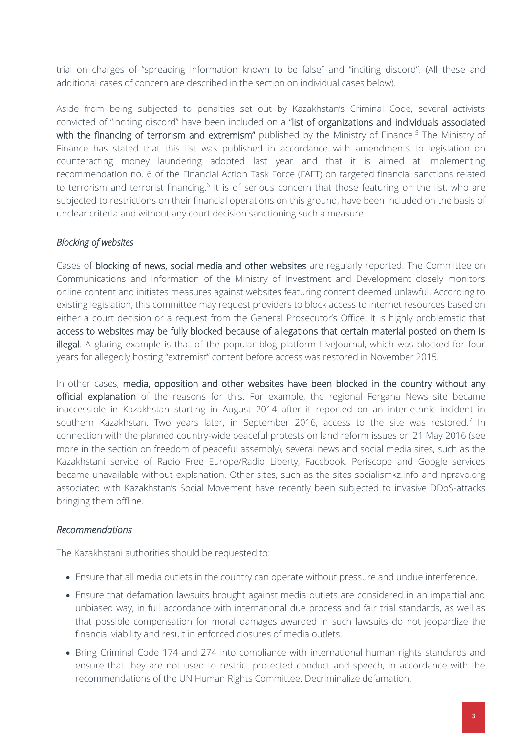trial on charges of "spreading information known to be false" and "inciting discord". (All these and additional cases of concern are described in the section on individual cases below).

Aside from being subjected to penalties set out by Kazakhstan's Criminal Code, several activists convicted of "inciting discord" have been included on a "**list of organizations and individuals associated with the financing of terrorism and extremism"** published by the Ministry of Finance.[5] The Ministry of Finance has stated that this list was published in accordance with amendments to legislation on counteracting money laundering adopted last year and that it is aimed at implementing recommendation no. 6 of the Financial Action Task Force (FAFT) on targeted financial sanctions related to terrorism and terrorist financing.[6] It is of serious concern that those featuring on the list, who are subjected to restrictions on their financial operations on this ground, have been included on the basis of unclear criteria and without any court decision sanctioning such a measure.

*Blocking of websites*

Cases of **blocking of news, social media and other websites** are regularly reported. The Committee on Communications and Information of the Ministry of Investment and Development closely monitors online content and initiates measures against websites featuring content deemed unlawful. According to existing legislation, this committee may request providers to block access to internet resources based on either a court decision or a request from the General Prosecutor's Office. It is highly problematic that **access to websites may be fully blocked because of allegations that certain material posted on them is illegal**. A glaring example is that of the popular blog platform LiveJournal, which was blocked for four years for allegedly hosting "extremist" content before access was restored in November 2015.

In other cases, **media, opposition and other websites have been blocked in the country without any official explanation** of the reasons for this. For example, the regional Fergana News site became inaccessible in Kazakhstan starting in August 2014 after it reported on an inter-ethnic incident in southern Kazakhstan. Two years later, in September 2016, access to the site was restored.[7] In connection with the planned country-wide peaceful protests on land reform issues on 21 May 2016 (see more in the section on freedom of peaceful assembly), several news and social media sites, such as the Kazakhstani service of Radio Free Europe/Radio Liberty, Facebook, Periscope and Google services became unavailable without explanation. Other sites, such as the sites socialismkz.info and npravo.org associated with Kazakhstan's Social Movement have recently been subjected to invasive DDoS-attacks bringing them offline.

*Recommendations*

The Kazakhstani authorities should be requested to:

- Ensure that all media outlets in the country can operate without pressure and undue interference.
- Ensure that defamation lawsuits brought against media outlets are considered in an impartial and unbiased way, in full accordance with international due process and fair trial standards, as well as that possible compensation for moral damages awarded in such lawsuits do not jeopardize the financial viability and result in enforced closures of media outlets.
- Bring Criminal Code 174 and 274 into compliance with international human rights standards and ensure that they are not used to restrict protected conduct and speech, in accordance with the recommendations of the UN Human Rights Committee. Decriminalize defamation.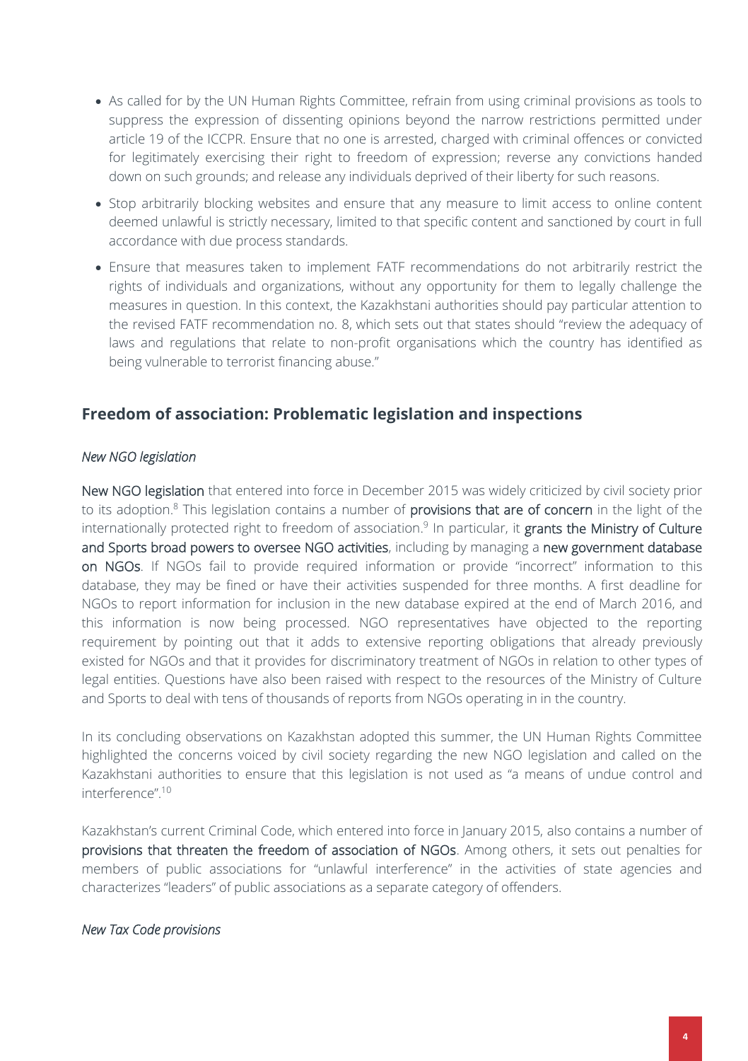- As called for by the UN Human Rights Committee, refrain from using criminal provisions as tools to suppress the expression of dissenting opinions beyond the narrow restrictions permitted under article 19 of the ICCPR. Ensure that no one is arrested, charged with criminal offences or convicted for legitimately exercising their right to freedom of expression; reverse any convictions handed down on such grounds; and release any individuals deprived of their liberty for such reasons.
- Stop arbitrarily blocking websites and ensure that any measure to limit access to online content deemed unlawful is strictly necessary, limited to that specific content and sanctioned by court in full accordance with due process standards.
- Ensure that measures taken to implement FATF recommendations do not arbitrarily restrict the rights of individuals and organizations, without any opportunity for them to legally challenge the measures in question. In this context, the Kazakhstani authorities should pay particular attention to the revised FATF recommendation no. 8, which sets out that states should "review the adequacy of laws and regulations that relate to non-profit organisations which the country has identified as being vulnerable to terrorist financing abuse."

## Freedom of association: Problematic legislation and inspections

*New NGO legislation*

New NGO legislation that entered into force in December 2015 was widely criticized by civil society prior to its adoption.[8] This legislation contains a number of provisions that are of concern in the light of the internationally protected right to freedom of association.[9] In particular, it grants the Ministry of Culture and Sports broad powers to oversee NGO activities, including by managing a new government database on NGOs. If NGOs fail to provide required information or provide "incorrect" information to this database, they may be fined or have their activities suspended for three months. A first deadline for NGOs to report information for inclusion in the new database expired at the end of March 2016, and this information is now being processed. NGO representatives have objected to the reporting requirement by pointing out that it adds to extensive reporting obligations that already previously existed for NGOs and that it provides for discriminatory treatment of NGOs in relation to other types of legal entities. Questions have also been raised with respect to the resources of the Ministry of Culture and Sports to deal with tens of thousands of reports from NGOs operating in in the country.

In its concluding observations on Kazakhstan adopted this summer, the UN Human Rights Committee highlighted the concerns voiced by civil society regarding the new NGO legislation and called on the Kazakhstani authorities to ensure that this legislation is not used as "a means of undue control and interference".[10]

Kazakhstan's current Criminal Code, which entered into force in January 2015, also contains a number of provisions that threaten the freedom of association of NGOs. Among others, it sets out penalties for members of public associations for "unlawful interference" in the activities of state agencies and characterizes "leaders" of public associations as a separate category of offenders.

*New Tax Code provisions*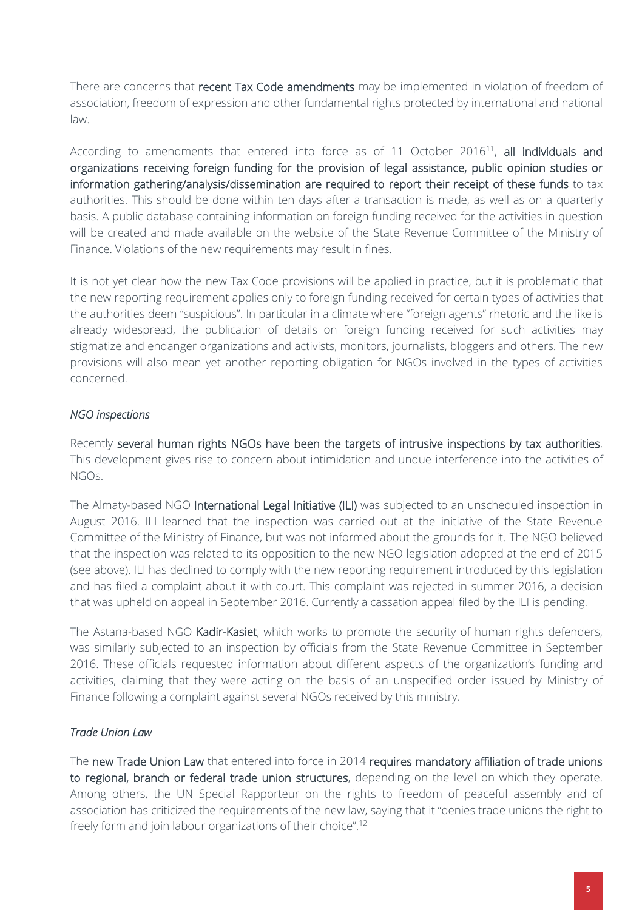There are concerns that recent Tax Code amendments may be implemented in violation of freedom of association, freedom of expression and other fundamental rights protected by international and national law.

According to amendments that entered into force as of 11 October 2016[11], all individuals and organizations receiving foreign funding for the provision of legal assistance, public opinion studies or information gathering/analysis/dissemination are required to report their receipt of these funds to tax authorities. This should be done within ten days after a transaction is made, as well as on a quarterly basis. A public database containing information on foreign funding received for the activities in question will be created and made available on the website of the State Revenue Committee of the Ministry of Finance. Violations of the new requirements may result in fines.

It is not yet clear how the new Tax Code provisions will be applied in practice, but it is problematic that the new reporting requirement applies only to foreign funding received for certain types of activities that the authorities deem "suspicious". In particular in a climate where "foreign agents" rhetoric and the like is already widespread, the publication of details on foreign funding received for such activities may stigmatize and endanger organizations and activists, monitors, journalists, bloggers and others. The new provisions will also mean yet another reporting obligation for NGOs involved in the types of activities concerned.

*NGO inspections*

Recently several human rights NGOs have been the targets of intrusive inspections by tax authorities. This development gives rise to concern about intimidation and undue interference into the activities of NGOs.

The Almaty-based NGO International Legal Initiative (ILI) was subjected to an unscheduled inspection in August 2016. ILI learned that the inspection was carried out at the initiative of the State Revenue Committee of the Ministry of Finance, but was not informed about the grounds for it. The NGO believed that the inspection was related to its opposition to the new NGO legislation adopted at the end of 2015 (see above). ILI has declined to comply with the new reporting requirement introduced by this legislation and has filed a complaint about it with court. This complaint was rejected in summer 2016, a decision that was upheld on appeal in September 2016. Currently a cassation appeal filed by the ILI is pending.

The Astana-based NGO Kadir-Kasiet, which works to promote the security of human rights defenders, was similarly subjected to an inspection by officials from the State Revenue Committee in September 2016. These officials requested information about different aspects of the organization's funding and activities, claiming that they were acting on the basis of an unspecified order issued by Ministry of Finance following a complaint against several NGOs received by this ministry.

*Trade Union Law*

The new Trade Union Law that entered into force in 2014 requires mandatory affiliation of trade unions to regional, branch or federal trade union structures, depending on the level on which they operate. Among others, the UN Special Rapporteur on the rights to freedom of peaceful assembly and of association has criticized the requirements of the new law, saying that it "denies trade unions the right to freely form and join labour organizations of their choice".[12]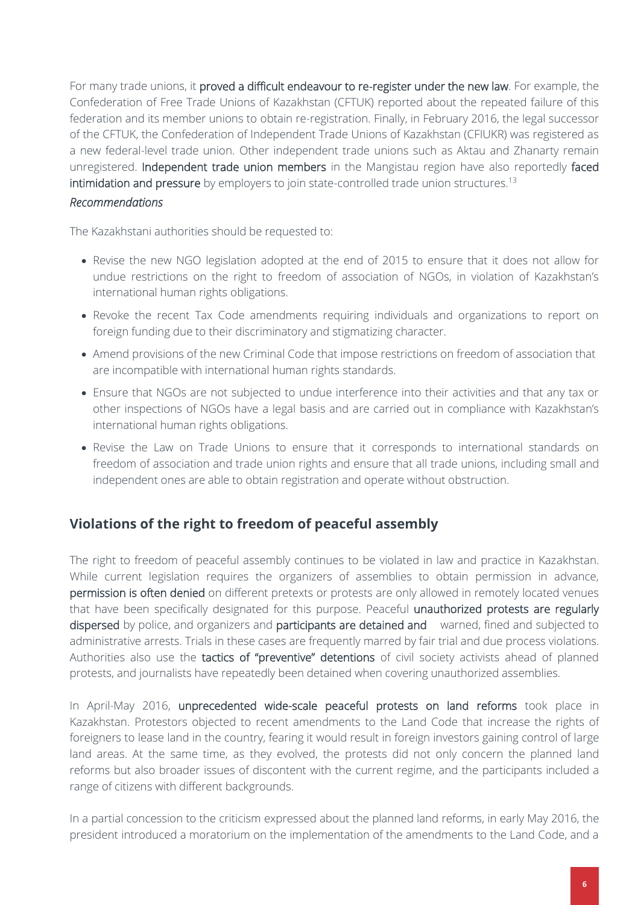For many trade unions, it proved a difficult endeavour to re-register under the new law. For example, the Confederation of Free Trade Unions of Kazakhstan (CFTUK) reported about the repeated failure of this federation and its member unions to obtain re-registration. Finally, in February 2016, the legal successor of the CFTUK, the Confederation of Independent Trade Unions of Kazakhstan (CFIUKR) was registered as a new federal-level trade union. Other independent trade unions such as Aktau and Zhanarty remain unregistered. Independent trade union members in the Mangistau region have also reportedly faced intimidation and pressure by employers to join state-controlled trade union structures.[13]

*Recommendations*

The Kazakhstani authorities should be requested to:

- Revise the new NGO legislation adopted at the end of 2015 to ensure that it does not allow for undue restrictions on the right to freedom of association of NGOs, in violation of Kazakhstan's international human rights obligations.
- Revoke the recent Tax Code amendments requiring individuals and organizations to report on foreign funding due to their discriminatory and stigmatizing character.
- Amend provisions of the new Criminal Code that impose restrictions on freedom of association that are incompatible with international human rights standards.
- Ensure that NGOs are not subjected to undue interference into their activities and that any tax or other inspections of NGOs have a legal basis and are carried out in compliance with Kazakhstan's international human rights obligations.
- Revise the Law on Trade Unions to ensure that it corresponds to international standards on freedom of association and trade union rights and ensure that all trade unions, including small and independent ones are able to obtain registration and operate without obstruction.

## Violations of the right to freedom of peaceful assembly

The right to freedom of peaceful assembly continues to be violated in law and practice in Kazakhstan. While current legislation requires the organizers of assemblies to obtain permission in advance, permission is often denied on different pretexts or protests are only allowed in remotely located venues that have been specifically designated for this purpose. Peaceful unauthorized protests are regularly dispersed by police, and organizers and participants are detained and warned, fined and subjected to administrative arrests. Trials in these cases are frequently marred by fair trial and due process violations. Authorities also use the tactics of "preventive" detentions of civil society activists ahead of planned protests, and journalists have repeatedly been detained when covering unauthorized assemblies.

In April-May 2016, unprecedented wide-scale peaceful protests on land reforms took place in Kazakhstan. Protestors objected to recent amendments to the Land Code that increase the rights of foreigners to lease land in the country, fearing it would result in foreign investors gaining control of large land areas. At the same time, as they evolved, the protests did not only concern the planned land reforms but also broader issues of discontent with the current regime, and the participants included a range of citizens with different backgrounds.

In a partial concession to the criticism expressed about the planned land reforms, in early May 2016, the president introduced a moratorium on the implementation of the amendments to the Land Code, and a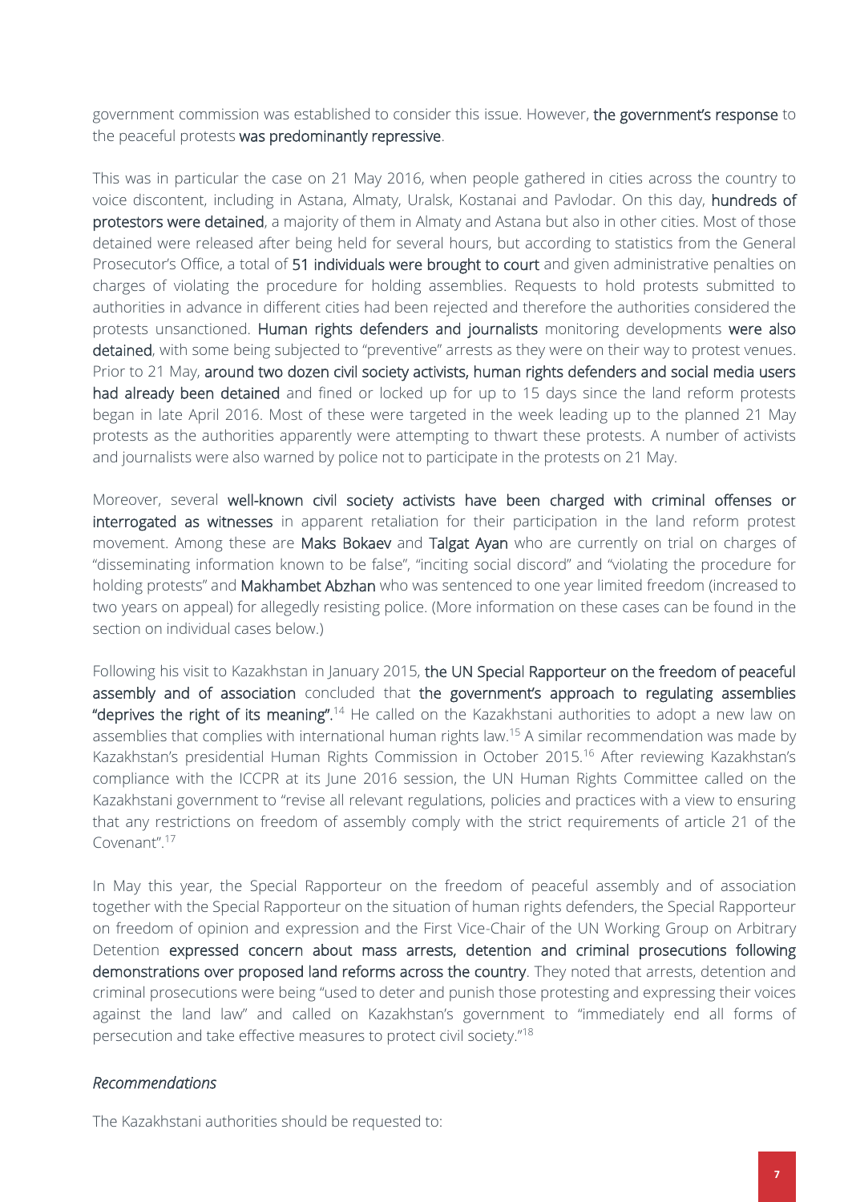government commission was established to consider this issue. However, **the government's response** to the peaceful protests **was predominantly repressive**.

This was in particular the case on 21 May 2016, when people gathered in cities across the country to voice discontent, including in Astana, Almaty, Uralsk, Kostanai and Pavlodar. On this day, **hundreds of protestors were detained**, a majority of them in Almaty and Astana but also in other cities. Most of those detained were released after being held for several hours, but according to statistics from the General Prosecutor's Office, a total of **51 individuals were brought to court** and given administrative penalties on charges of violating the procedure for holding assemblies. Requests to hold protests submitted to authorities in advance in different cities had been rejected and therefore the authorities considered the protests unsanctioned. **Human rights defenders and journalists** monitoring developments **were also detained**, with some being subjected to "preventive" arrests as they were on their way to protest venues. Prior to 21 May, **around two dozen civil society activists, human rights defenders and social media users had already been detained** and fined or locked up for up to 15 days since the land reform protests began in late April 2016. Most of these were targeted in the week leading up to the planned 21 May protests as the authorities apparently were attempting to thwart these protests. A number of activists and journalists were also warned by police not to participate in the protests on 21 May.

Moreover, several **well-known civil society activists have been charged with criminal offenses or interrogated as witnesses** in apparent retaliation for their participation in the land reform protest movement. Among these are **Maks Bokaev** and **Talgat Ayan** who are currently on trial on charges of "disseminating information known to be false", "inciting social discord" and "violating the procedure for holding protests" and **Makhambet Abzhan** who was sentenced to one year limited freedom (increased to two years on appeal) for allegedly resisting police. (More information on these cases can be found in the section on individual cases below.)

Following his visit to Kazakhstan in January 2015, **the UN Special Rapporteur on the freedom of peaceful assembly and of association** concluded that **the government's approach to regulating assemblies "deprives the right of its meaning"**.[14] He called on the Kazakhstani authorities to adopt a new law on assemblies that complies with international human rights law.[15] A similar recommendation was made by Kazakhstan's presidential Human Rights Commission in October 2015.[16] After reviewing Kazakhstan's compliance with the ICCPR at its June 2016 session, the UN Human Rights Committee called on the Kazakhstani government to "revise all relevant regulations, policies and practices with a view to ensuring that any restrictions on freedom of assembly comply with the strict requirements of article 21 of the Covenant".[17]

In May this year, the Special Rapporteur on the freedom of peaceful assembly and of association together with the Special Rapporteur on the situation of human rights defenders, the Special Rapporteur on freedom of opinion and expression and the First Vice-Chair of the UN Working Group on Arbitrary Detention **expressed concern about mass arrests, detention and criminal prosecutions following demonstrations over proposed land reforms across the country**. They noted that arrests, detention and criminal prosecutions were being "used to deter and punish those protesting and expressing their voices against the land law" and called on Kazakhstan's government to "immediately end all forms of persecution and take effective measures to protect civil society."[18]

*Recommendations*

The Kazakhstani authorities should be requested to: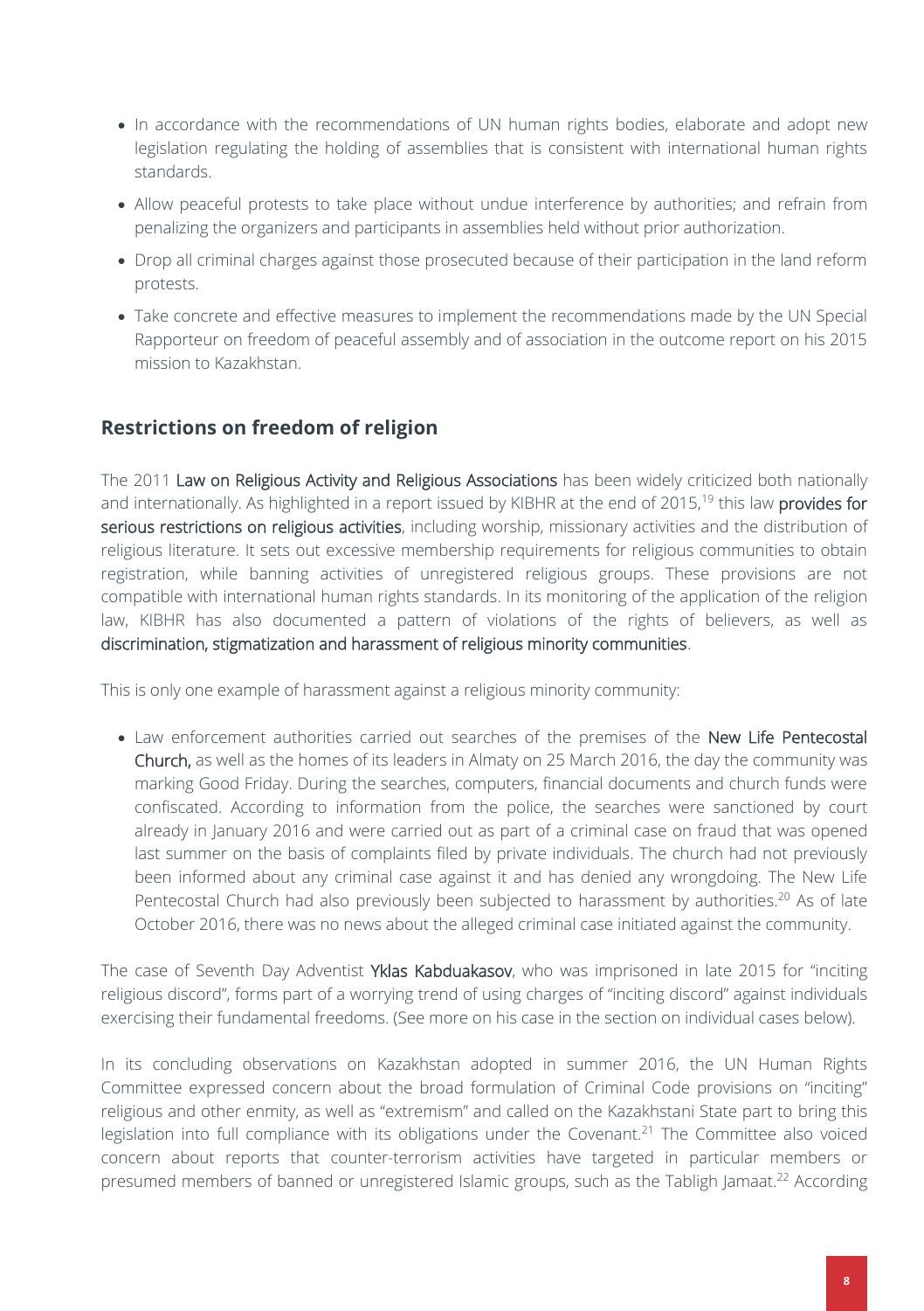- In accordance with the recommendations of UN human rights bodies, elaborate and adopt new legislation regulating the holding of assemblies that is consistent with international human rights standards.
- Allow peaceful protests to take place without undue interference by authorities; and refrain from penalizing the organizers and participants in assemblies held without prior authorization.
- Drop all criminal charges against those prosecuted because of their participation in the land reform protests.
- Take concrete and effective measures to implement the recommendations made by the UN Special Rapporteur on freedom of peaceful assembly and of association in the outcome report on his 2015 mission to Kazakhstan.

## Restrictions on freedom of religion

The 2011 Law on Religious Activity and Religious Associations has been widely criticized both nationally and internationally. As highlighted in a report issued by KIBHR at the end of 2015,[19] this law provides for serious restrictions on religious activities, including worship, missionary activities and the distribution of religious literature. It sets out excessive membership requirements for religious communities to obtain registration, while banning activities of unregistered religious groups. These provisions are not compatible with international human rights standards. In its monitoring of the application of the religion law, KIBHR has also documented a pattern of violations of the rights of believers, as well as discrimination, stigmatization and harassment of religious minority communities.

This is only one example of harassment against a religious minority community:

- Law enforcement authorities carried out searches of the premises of the New Life Pentecostal Church, as well as the homes of its leaders in Almaty on 25 March 2016, the day the community was marking Good Friday. During the searches, computers, financial documents and church funds were confiscated. According to information from the police, the searches were sanctioned by court already in January 2016 and were carried out as part of a criminal case on fraud that was opened last summer on the basis of complaints filed by private individuals. The church had not previously been informed about any criminal case against it and has denied any wrongdoing. The New Life Pentecostal Church had also previously been subjected to harassment by authorities.[20] As of late October 2016, there was no news about the alleged criminal case initiated against the community.

The case of Seventh Day Adventist Yklas Kabduakasov, who was imprisoned in late 2015 for "inciting religious discord", forms part of a worrying trend of using charges of "inciting discord" against individuals exercising their fundamental freedoms. (See more on his case in the section on individual cases below).

In its concluding observations on Kazakhstan adopted in summer 2016, the UN Human Rights Committee expressed concern about the broad formulation of Criminal Code provisions on "inciting" religious and other enmity, as well as "extremism" and called on the Kazakhstani State part to bring this legislation into full compliance with its obligations under the Covenant.[21] The Committee also voiced concern about reports that counter-terrorism activities have targeted in particular members or presumed members of banned or unregistered Islamic groups, such as the Tabligh Jamaat.[22] According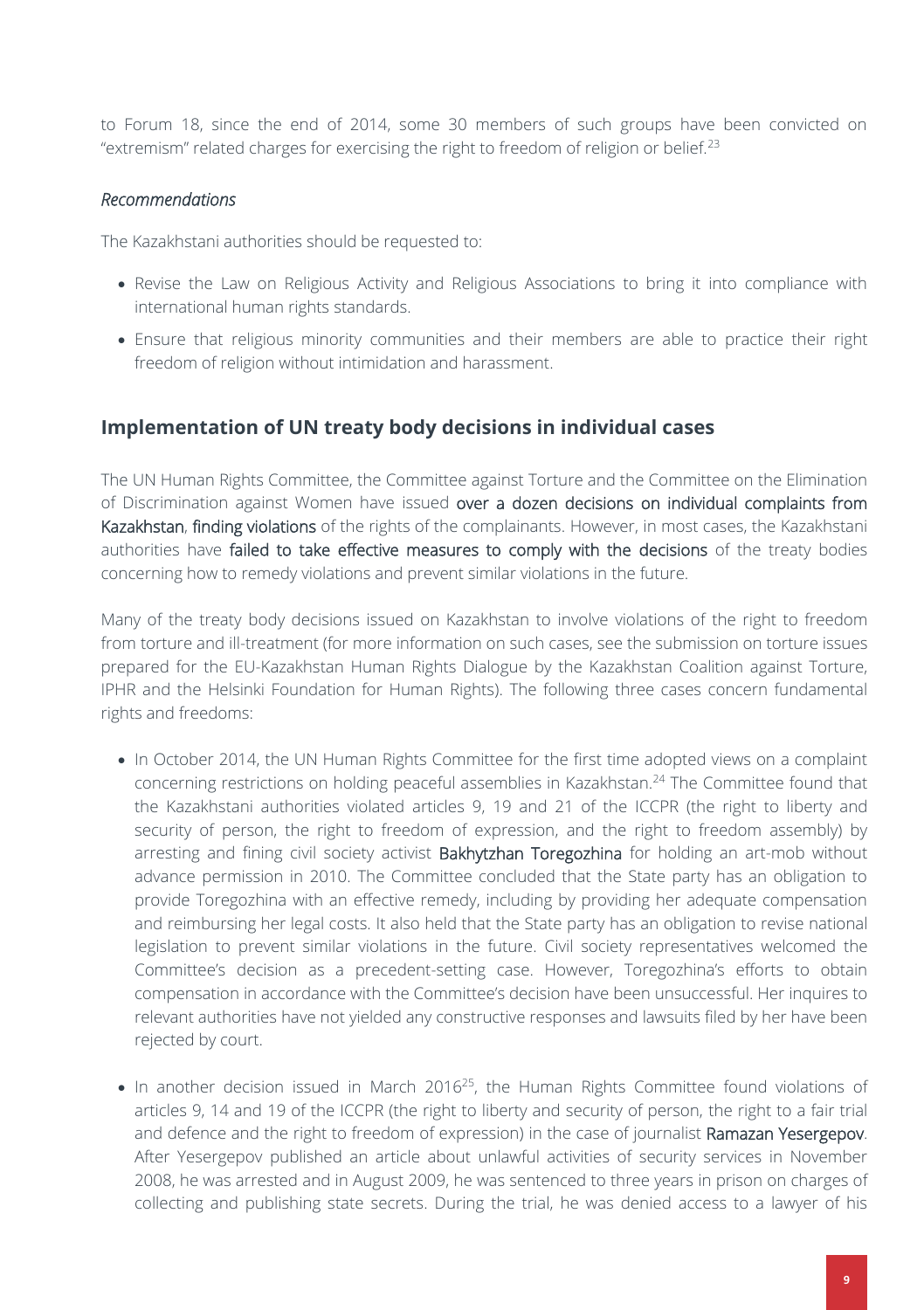to Forum 18, since the end of 2014, some 30 members of such groups have been convicted on "extremism" related charges for exercising the right to freedom of religion or belief.[23]

*Recommendations*

The Kazakhstani authorities should be requested to:

- Revise the Law on Religious Activity and Religious Associations to bring it into compliance with international human rights standards.
- Ensure that religious minority communities and their members are able to practice their right freedom of religion without intimidation and harassment.

## Implementation of UN treaty body decisions in individual cases

The UN Human Rights Committee, the Committee against Torture and the Committee on the Elimination of Discrimination against Women have issued over a dozen decisions on individual complaints from Kazakhstan, finding violations of the rights of the complainants. However, in most cases, the Kazakhstani authorities have failed to take effective measures to comply with the decisions of the treaty bodies concerning how to remedy violations and prevent similar violations in the future.

Many of the treaty body decisions issued on Kazakhstan to involve violations of the right to freedom from torture and ill-treatment (for more information on such cases, see the submission on torture issues prepared for the EU-Kazakhstan Human Rights Dialogue by the Kazakhstan Coalition against Torture, IPHR and the Helsinki Foundation for Human Rights). The following three cases concern fundamental rights and freedoms:

- In October 2014, the UN Human Rights Committee for the first time adopted views on a complaint concerning restrictions on holding peaceful assemblies in Kazakhstan.[24] The Committee found that the Kazakhstani authorities violated articles 9, 19 and 21 of the ICCPR (the right to liberty and security of person, the right to freedom of expression, and the right to freedom assembly) by arresting and fining civil society activist Bakhytzhan Toregozhina for holding an art-mob without advance permission in 2010. The Committee concluded that the State party has an obligation to provide Toregozhina with an effective remedy, including by providing her adequate compensation and reimbursing her legal costs. It also held that the State party has an obligation to revise national legislation to prevent similar violations in the future. Civil society representatives welcomed the Committee's decision as a precedent-setting case. However, Toregozhina's efforts to obtain compensation in accordance with the Committee's decision have been unsuccessful. Her inquires to relevant authorities have not yielded any constructive responses and lawsuits filed by her have been rejected by court.
- In another decision issued in March 2016[25], the Human Rights Committee found violations of articles 9, 14 and 19 of the ICCPR (the right to liberty and security of person, the right to a fair trial and defence and the right to freedom of expression) in the case of journalist Ramazan Yesergepov. After Yesergepov published an article about unlawful activities of security services in November 2008, he was arrested and in August 2009, he was sentenced to three years in prison on charges of collecting and publishing state secrets. During the trial, he was denied access to a lawyer of his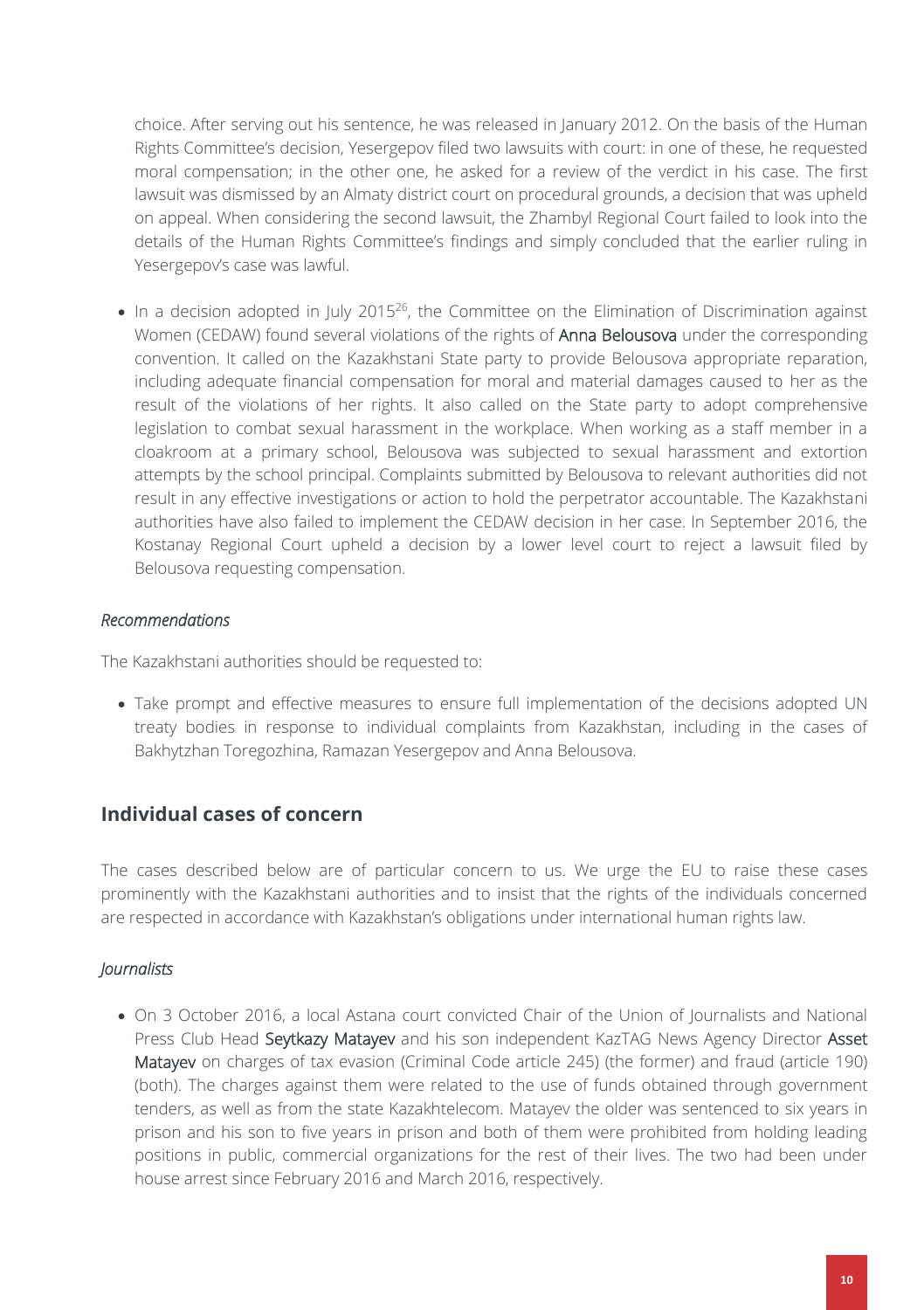choice. After serving out his sentence, he was released in January 2012. On the basis of the Human Rights Committee's decision, Yesergepov filed two lawsuits with court: in one of these, he requested moral compensation; in the other one, he asked for a review of the verdict in his case. The first lawsuit was dismissed by an Almaty district court on procedural grounds, a decision that was upheld on appeal. When considering the second lawsuit, the Zhambyl Regional Court failed to look into the details of the Human Rights Committee's findings and simply concluded that the earlier ruling in Yesergepov's case was lawful.

- In a decision adopted in July 2015[26], the Committee on the Elimination of Discrimination against Women (CEDAW) found several violations of the rights of **Anna Belousova** under the corresponding convention. It called on the Kazakhstani State party to provide Belousova appropriate reparation, including adequate financial compensation for moral and material damages caused to her as the result of the violations of her rights. It also called on the State party to adopt comprehensive legislation to combat sexual harassment in the workplace. When working as a staff member in a cloakroom at a primary school, Belousova was subjected to sexual harassment and extortion attempts by the school principal. Complaints submitted by Belousova to relevant authorities did not result in any effective investigations or action to hold the perpetrator accountable. The Kazakhstani authorities have also failed to implement the CEDAW decision in her case. In September 2016, the Kostanay Regional Court upheld a decision by a lower level court to reject a lawsuit filed by Belousova requesting compensation.

*Recommendations*

The Kazakhstani authorities should be requested to:

- Take prompt and effective measures to ensure full implementation of the decisions adopted UN treaty bodies in response to individual complaints from Kazakhstan, including in the cases of Bakhytzhan Toregozhina, Ramazan Yesergepov and Anna Belousova.

## Individual cases of concern

The cases described below are of particular concern to us. We urge the EU to raise these cases prominently with the Kazakhstani authorities and to insist that the rights of the individuals concerned are respected in accordance with Kazakhstan's obligations under international human rights law.

*Journalists*

- On 3 October 2016, a local Astana court convicted Chair of the Union of Journalists and National Press Club Head **Seytkazy Matayev** and his son independent KazTAG News Agency Director **Asset Matayev** on charges of tax evasion (Criminal Code article 245) (the former) and fraud (article 190) (both). The charges against them were related to the use of funds obtained through government tenders, as well as from the state Kazakhtelecom. Matayev the older was sentenced to six years in prison and his son to five years in prison and both of them were prohibited from holding leading positions in public, commercial organizations for the rest of their lives. The two had been under house arrest since February 2016 and March 2016, respectively.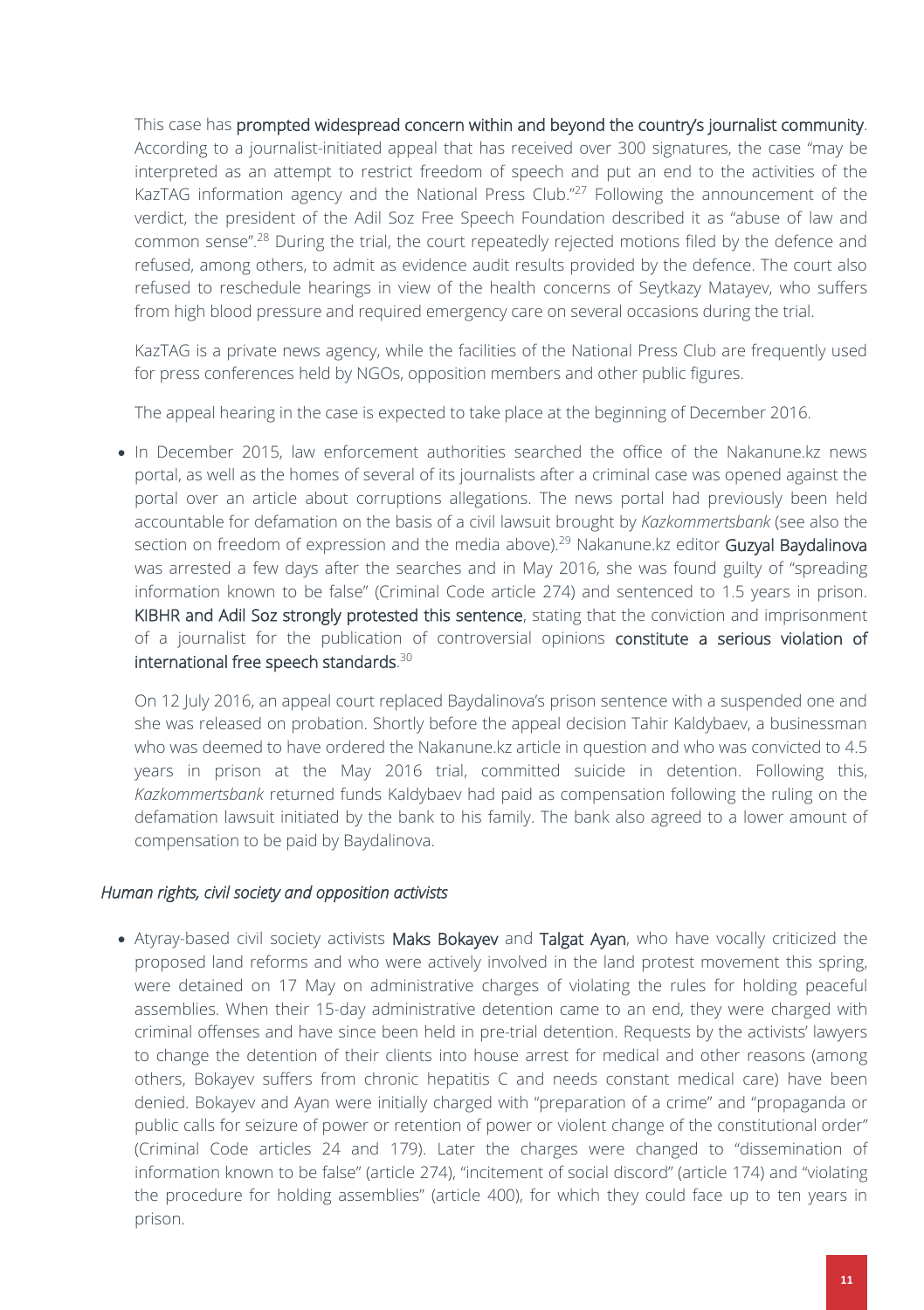This case has **prompted widespread concern within and beyond the country's journalist community**. According to a journalist-initiated appeal that has received over 300 signatures, the case "may be interpreted as an attempt to restrict freedom of speech and put an end to the activities of the KazTAG information agency and the National Press Club."[27] Following the announcement of the verdict, the president of the Adil Soz Free Speech Foundation described it as "abuse of law and common sense".[28] During the trial, the court repeatedly rejected motions filed by the defence and refused, among others, to admit as evidence audit results provided by the defence. The court also refused to reschedule hearings in view of the health concerns of Seytkazy Matayev, who suffers from high blood pressure and required emergency care on several occasions during the trial.

KazTAG is a private news agency, while the facilities of the National Press Club are frequently used for press conferences held by NGOs, opposition members and other public figures.

The appeal hearing in the case is expected to take place at the beginning of December 2016.

- In December 2015, law enforcement authorities searched the office of the Nakanune.kz news portal, as well as the homes of several of its journalists after a criminal case was opened against the portal over an article about corruptions allegations. The news portal had previously been held accountable for defamation on the basis of a civil lawsuit brought by *Kazkommertsbank* (see also the section on freedom of expression and the media above).[29] Nakanune.kz editor **Guzyal Baydalinova** was arrested a few days after the searches and in May 2016, she was found guilty of "spreading information known to be false" (Criminal Code article 274) and sentenced to 1.5 years in prison. **KIBHR and Adil Soz strongly protested this sentence**, stating that the conviction and imprisonment of a journalist for the publication of controversial opinions **constitute a serious violation of international free speech standards**.[30]

  On 12 July 2016, an appeal court replaced Baydalinova's prison sentence with a suspended one and she was released on probation. Shortly before the appeal decision Tahir Kaldybaev, a businessman who was deemed to have ordered the Nakanune.kz article in question and who was convicted to 4.5 years in prison at the May 2016 trial, committed suicide in detention. Following this, *Kazkommertsbank* returned funds Kaldybaev had paid as compensation following the ruling on the defamation lawsuit initiated by the bank to his family. The bank also agreed to a lower amount of compensation to be paid by Baydalinova.

### *Human rights, civil society and opposition activists*

- Atyray-based civil society activists **Maks Bokayev** and **Talgat Ayan**, who have vocally criticized the proposed land reforms and who were actively involved in the land protest movement this spring, were detained on 17 May on administrative charges of violating the rules for holding peaceful assemblies. When their 15-day administrative detention came to an end, they were charged with criminal offenses and have since been held in pre-trial detention. Requests by the activists' lawyers to change the detention of their clients into house arrest for medical and other reasons (among others, Bokayev suffers from chronic hepatitis C and needs constant medical care) have been denied. Bokayev and Ayan were initially charged with "preparation of a crime" and "propaganda or public calls for seizure of power or retention of power or violent change of the constitutional order" (Criminal Code articles 24 and 179). Later the charges were changed to "dissemination of information known to be false" (article 274), "incitement of social discord" (article 174) and "violating the procedure for holding assemblies" (article 400), for which they could face up to ten years in prison.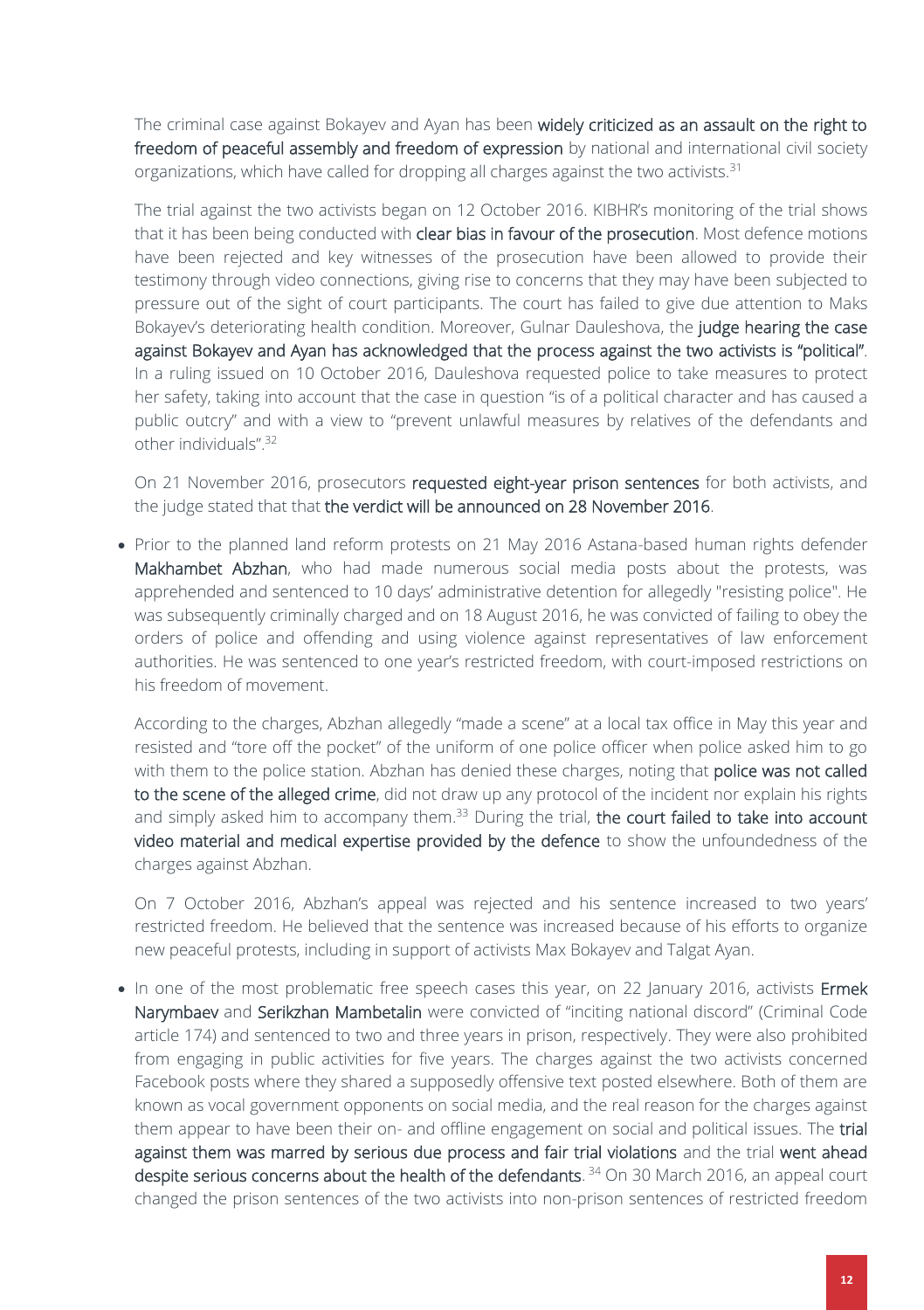The criminal case against Bokayev and Ayan has been **widely criticized as an assault on the right to freedom of peaceful assembly and freedom of expression** by national and international civil society organizations, which have called for dropping all charges against the two activists.[31]

The trial against the two activists began on 12 October 2016. KIBHR's monitoring of the trial shows that it has been being conducted with **clear bias in favour of the prosecution**. Most defence motions have been rejected and key witnesses of the prosecution have been allowed to provide their testimony through video connections, giving rise to concerns that they may have been subjected to pressure out of the sight of court participants. The court has failed to give due attention to Maks Bokayev's deteriorating health condition. Moreover, Gulnar Dauleshova, the **judge hearing the case against Bokayev and Ayan has acknowledged that the process against the two activists is "political"**. In a ruling issued on 10 October 2016, Dauleshova requested police to take measures to protect her safety, taking into account that the case in question "is of a political character and has caused a public outcry" and with a view to "prevent unlawful measures by relatives of the defendants and other individuals".[32]

On 21 November 2016, prosecutors **requested eight-year prison sentences** for both activists, and the judge stated that that **the verdict will be announced on 28 November 2016**.

- Prior to the planned land reform protests on 21 May 2016 Astana-based human rights defender **Makhambet Abzhan**, who had made numerous social media posts about the protests, was apprehended and sentenced to 10 days' administrative detention for allegedly "resisting police". He was subsequently criminally charged and on 18 August 2016, he was convicted of failing to obey the orders of police and offending and using violence against representatives of law enforcement authorities. He was sentenced to one year's restricted freedom, with court-imposed restrictions on his freedom of movement.

  According to the charges, Abzhan allegedly "made a scene" at a local tax office in May this year and resisted and "tore off the pocket" of the uniform of one police officer when police asked him to go with them to the police station. Abzhan has denied these charges, noting that **police was not called to the scene of the alleged crime**, did not draw up any protocol of the incident nor explain his rights and simply asked him to accompany them.[33] During the trial, **the court failed to take into account video material and medical expertise provided by the defence** to show the unfoundedness of the charges against Abzhan.

  On 7 October 2016, Abzhan's appeal was rejected and his sentence increased to two years' restricted freedom. He believed that the sentence was increased because of his efforts to organize new peaceful protests, including in support of activists Max Bokayev and Talgat Ayan.

- In one of the most problematic free speech cases this year, on 22 January 2016, activists **Ermek Narymbaev** and **Serikzhan Mambetalin** were convicted of "inciting national discord" (Criminal Code article 174) and sentenced to two and three years in prison, respectively. They were also prohibited from engaging in public activities for five years. The charges against the two activists concerned Facebook posts where they shared a supposedly offensive text posted elsewhere. Both of them are known as vocal government opponents on social media, and the real reason for the charges against them appear to have been their on- and offline engagement on social and political issues. The **trial against them was marred by serious due process and fair trial violations** and the trial **went ahead despite serious concerns about the health of the defendants**. [34] On 30 March 2016, an appeal court changed the prison sentences of the two activists into non-prison sentences of restricted freedom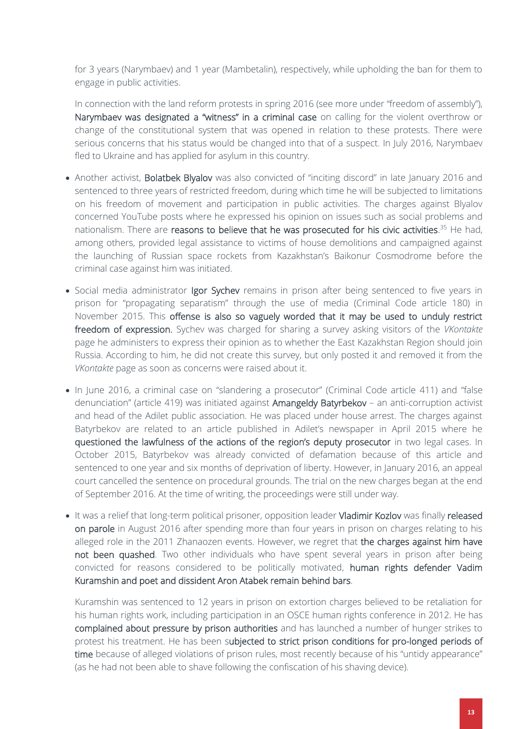for 3 years (Narymbaev) and 1 year (Mambetalin), respectively, while upholding the ban for them to engage in public activities.

In connection with the land reform protests in spring 2016 (see more under "freedom of assembly"), **Narymbaev was designated a "witness" in a criminal case** on calling for the violent overthrow or change of the constitutional system that was opened in relation to these protests. There were serious concerns that his status would be changed into that of a suspect. In July 2016, Narymbaev fled to Ukraine and has applied for asylum in this country.

- Another activist, **Bolatbek Blyalov** was also convicted of "inciting discord" in late January 2016 and sentenced to three years of restricted freedom, during which time he will be subjected to limitations on his freedom of movement and participation in public activities. The charges against Blyalov concerned YouTube posts where he expressed his opinion on issues such as social problems and nationalism. There are **reasons to believe that he was prosecuted for his civic activities**.[35] He had, among others, provided legal assistance to victims of house demolitions and campaigned against the launching of Russian space rockets from Kazakhstan's Baikonur Cosmodrome before the criminal case against him was initiated.

- Social media administrator **Igor Sychev** remains in prison after being sentenced to five years in prison for "propagating separatism" through the use of media (Criminal Code article 180) in November 2015. This **offense is also so vaguely worded that it may be used to unduly restrict freedom of expression.** Sychev was charged for sharing a survey asking visitors of the *VKontakte* page he administers to express their opinion as to whether the East Kazakhstan Region should join Russia. According to him, he did not create this survey, but only posted it and removed it from the *VKontakte* page as soon as concerns were raised about it.

- In June 2016, a criminal case on "slandering a prosecutor" (Criminal Code article 411) and "false denunciation" (article 419) was initiated against **Amangeldy Batyrbekov** – an anti-corruption activist and head of the Adilet public association. He was placed under house arrest. The charges against Batyrbekov are related to an article published in Adilet's newspaper in April 2015 where he **questioned the lawfulness of the actions of the region's deputy prosecutor** in two legal cases. In October 2015, Batyrbekov was already convicted of defamation because of this article and sentenced to one year and six months of deprivation of liberty. However, in January 2016, an appeal court cancelled the sentence on procedural grounds. The trial on the new charges began at the end of September 2016. At the time of writing, the proceedings were still under way.

- It was a relief that long-term political prisoner, opposition leader **Vladimir Kozlov** was finally **released on parole** in August 2016 after spending more than four years in prison on charges relating to his alleged role in the 2011 Zhanaozen events. However, we regret that **the charges against him have not been quashed**. Two other individuals who have spent several years in prison after being convicted for reasons considered to be politically motivated, **human rights defender Vadim Kuramshin and poet and dissident Aron Atabek remain behind bars**.

  Kuramshin was sentenced to 12 years in prison on extortion charges believed to be retaliation for his human rights work, including participation in an OSCE human rights conference in 2012. He has **complained about pressure by prison authorities** and has launched a number of hunger strikes to protest his treatment. He has been s**ubjected to strict prison conditions for pro-longed periods of time** because of alleged violations of prison rules, most recently because of his "untidy appearance" (as he had not been able to shave following the confiscation of his shaving device).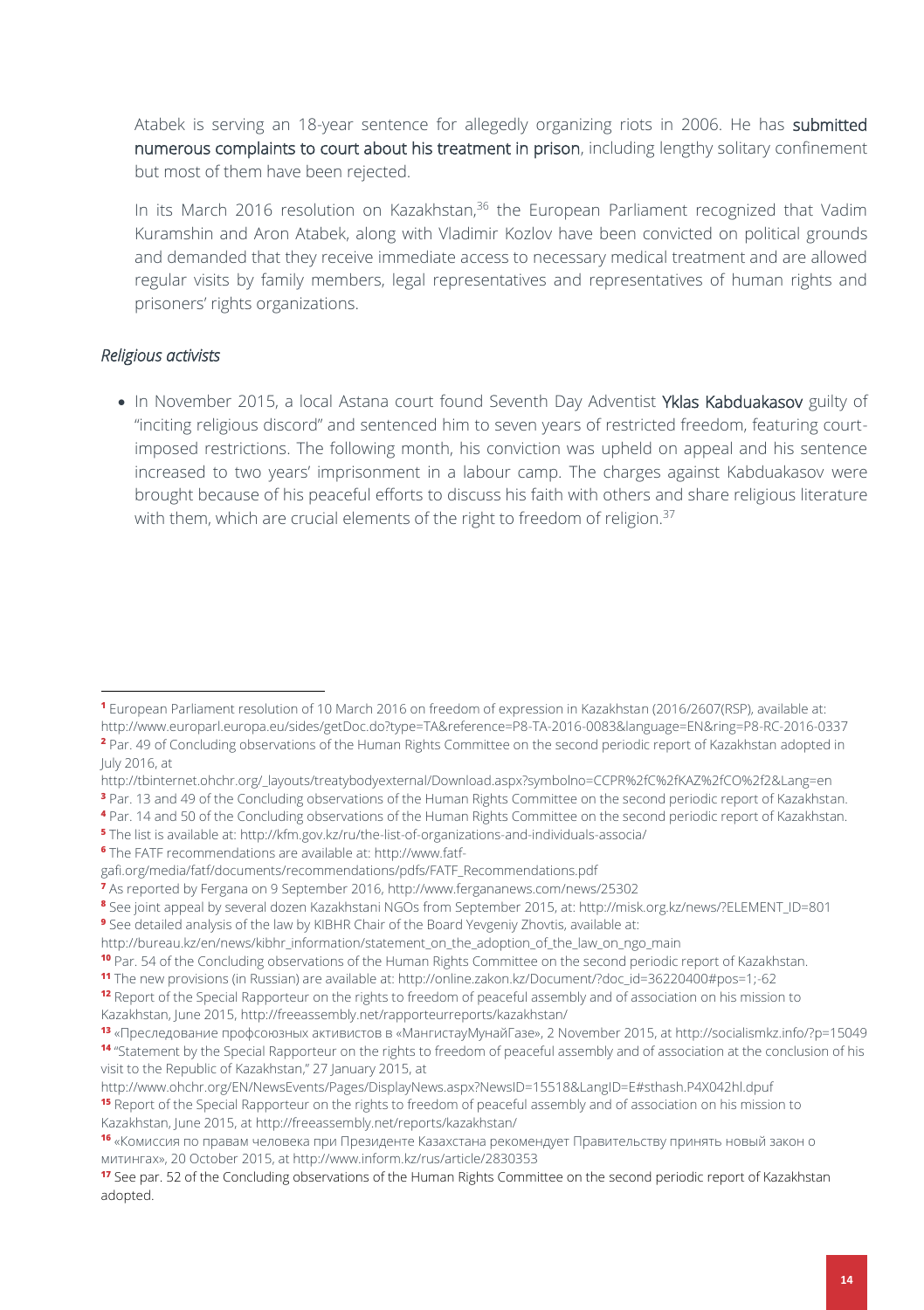Atabek is serving an 18-year sentence for allegedly organizing riots in 2006. He has **submitted numerous complaints to court about his treatment in prison**, including lengthy solitary confinement but most of them have been rejected.

In its March 2016 resolution on Kazakhstan,[36] the European Parliament recognized that Vadim Kuramshin and Aron Atabek, along with Vladimir Kozlov have been convicted on political grounds and demanded that they receive immediate access to necessary medical treatment and are allowed regular visits by family members, legal representatives and representatives of human rights and prisoners' rights organizations.

*Religious activists*

- In November 2015, a local Astana court found Seventh Day Adventist **Yklas Kabduakasov** guilty of "inciting religious discord" and sentenced him to seven years of restricted freedom, featuring court-imposed restrictions. The following month, his conviction was upheld on appeal and his sentence increased to two years' imprisonment in a labour camp. The charges against Kabduakasov were brought because of his peaceful efforts to discuss his faith with others and share religious literature with them, which are crucial elements of the right to freedom of religion.[37]

---

[1] European Parliament resolution of 10 March 2016 on freedom of expression in Kazakhstan (2016/2607(RSP), available at: http://www.europarl.europa.eu/sides/getDoc.do?type=TA&reference=P8-TA-2016-0083&language=EN&ring=P8-RC-2016-0337

[2] Par. 49 of Concluding observations of the Human Rights Committee on the second periodic report of Kazakhstan adopted in July 2016, at http://tbinternet.ohchr.org/_layouts/treatybodyexternal/Download.aspx?symbolno=CCPR%2fC%2fKAZ%2fCO%2f2&Lang=en

[3] Par. 13 and 49 of the Concluding observations of the Human Rights Committee on the second periodic report of Kazakhstan.

[4] Par. 14 and 50 of the Concluding observations of the Human Rights Committee on the second periodic report of Kazakhstan.

[5] The list is available at: http://kfm.gov.kz/ru/the-list-of-organizations-and-individuals-associa/

[6] The FATF recommendations are available at: http://www.fatf-gafi.org/media/fatf/documents/recommendations/pdfs/FATF_Recommendations.pdf

[7] As reported by Fergana on 9 September 2016, http://www.fergananews.com/news/25302

[8] See joint appeal by several dozen Kazakhstani NGOs from September 2015, at: http://misk.org.kz/news/?ELEMENT_ID=801

[9] See detailed analysis of the law by KIBHR Chair of the Board Yevgeniy Zhovtis, available at: http://bureau.kz/en/news/kibhr_information/statement_on_the_adoption_of_the_law_on_ngo_main

[10] Par. 54 of the Concluding observations of the Human Rights Committee on the second periodic report of Kazakhstan.

[11] The new provisions (in Russian) are available at: http://online.zakon.kz/Document/?doc_id=36220400#pos=1;-62

[12] Report of the Special Rapporteur on the rights to freedom of peaceful assembly and of association on his mission to Kazakhstan, June 2015, http://freeassembly.net/rapporteurreports/kazakhstan/

[13] «Преследование профсоюзных активистов в «МангистауМунайГазе», 2 November 2015, at http://socialismkz.info/?p=15049

[14] "Statement by the Special Rapporteur on the rights to freedom of peaceful assembly and of association at the conclusion of his visit to the Republic of Kazakhstan," 27 January 2015, at http://www.ohchr.org/EN/NewsEvents/Pages/DisplayNews.aspx?NewsID=15518&LangID=E#sthash.P4X042hl.dpuf

[15] Report of the Special Rapporteur on the rights to freedom of peaceful assembly and of association on his mission to Kazakhstan, June 2015, at http://freeassembly.net/reports/kazakhstan/

[16] «Комиссия по правам человека при Президенте Казахстана рекомендует Правительству принять новый закон о митингах», 20 October 2015, at http://www.inform.kz/rus/article/2830353

[17] See par. 52 of the Concluding observations of the Human Rights Committee on the second periodic report of Kazakhstan adopted.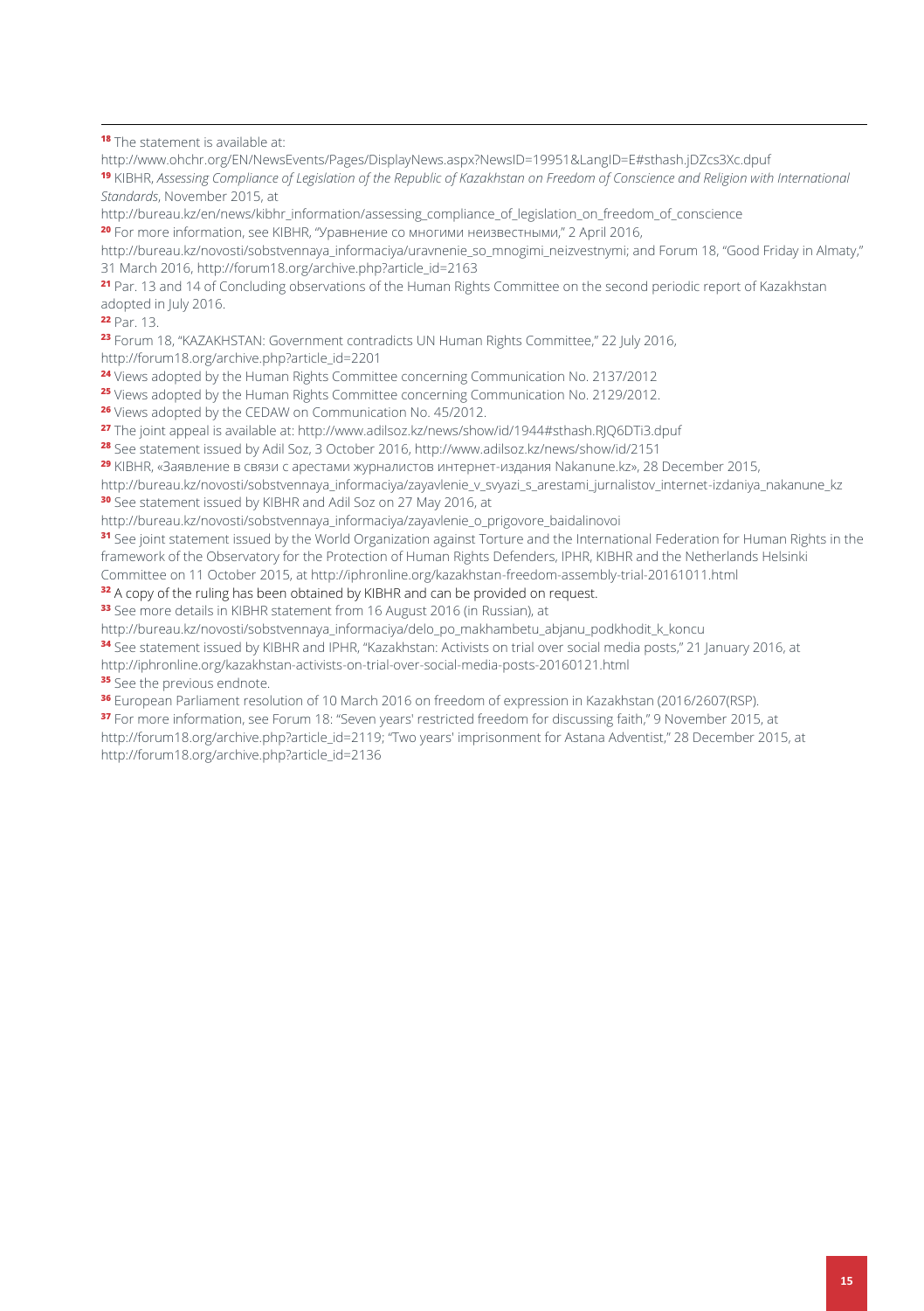[18] The statement is available at: http://www.ohchr.org/EN/NewsEvents/Pages/DisplayNews.aspx?NewsID=19951&LangID=E#sthash.jDZcs3Xc.dpuf

[19] KIBHR, *Assessing Compliance of Legislation of the Republic of Kazakhstan on Freedom of Conscience and Religion with International Standards*, November 2015, at http://bureau.kz/en/news/kibhr_information/assessing_compliance_of_legislation_on_freedom_of_conscience

[20] For more information, see KIBHR, "Уравнение со многими неизвестными," 2 April 2016, http://bureau.kz/novosti/sobstvennaya_informaciya/uravnenie_so_mnogimi_neizvestnymi; and Forum 18, "Good Friday in Almaty," 31 March 2016, http://forum18.org/archive.php?article_id=2163

[21] Par. 13 and 14 of Concluding observations of the Human Rights Committee on the second periodic report of Kazakhstan adopted in July 2016.

[22] Par. 13.

[23] Forum 18, "KAZAKHSTAN: Government contradicts UN Human Rights Committee," 22 July 2016, http://forum18.org/archive.php?article_id=2201

[24] Views adopted by the Human Rights Committee concerning Communication No. 2137/2012

[25] Views adopted by the Human Rights Committee concerning Communication No. 2129/2012.

[26] Views adopted by the CEDAW on Communication No. 45/2012.

[27] The joint appeal is available at: http://www.adilsoz.kz/news/show/id/1944#sthash.RJQ6DTi3.dpuf

[28] See statement issued by Adil Soz, 3 October 2016, http://www.adilsoz.kz/news/show/id/2151

[29] KIBHR, «Заявление в связи с арестами журналистов интернет-издания Nakanune.kz», 28 December 2015, http://bureau.kz/novosti/sobstvennaya_informaciya/zayavlenie_v_svyazi_s_arestami_jurnalistov_internet-izdaniya_nakanune_kz

[30] See statement issued by KIBHR and Adil Soz on 27 May 2016, at http://bureau.kz/novosti/sobstvennaya_informaciya/zayavlenie_o_prigovore_baidalinovoi

[31] See joint statement issued by the World Organization against Torture and the International Federation for Human Rights in the framework of the Observatory for the Protection of Human Rights Defenders, IPHR, KIBHR and the Netherlands Helsinki Committee on 11 October 2015, at http://iphronline.org/kazakhstan-freedom-assembly-trial-20161011.html

[32] A copy of the ruling has been obtained by KIBHR and can be provided on request.

[33] See more details in KIBHR statement from 16 August 2016 (in Russian), at http://bureau.kz/novosti/sobstvennaya_informaciya/delo_po_makhambetu_abjanu_podkhodit_k_koncu

[34] See statement issued by KIBHR and IPHR, "Kazakhstan: Activists on trial over social media posts," 21 January 2016, at http://iphronline.org/kazakhstan-activists-on-trial-over-social-media-posts-20160121.html

[35] See the previous endnote.

[36] European Parliament resolution of 10 March 2016 on freedom of expression in Kazakhstan (2016/2607(RSP).

[37] For more information, see Forum 18: "Seven years' restricted freedom for discussing faith," 9 November 2015, at http://forum18.org/archive.php?article_id=2119; "Two years' imprisonment for Astana Adventist," 28 December 2015, at http://forum18.org/archive.php?article_id=2136